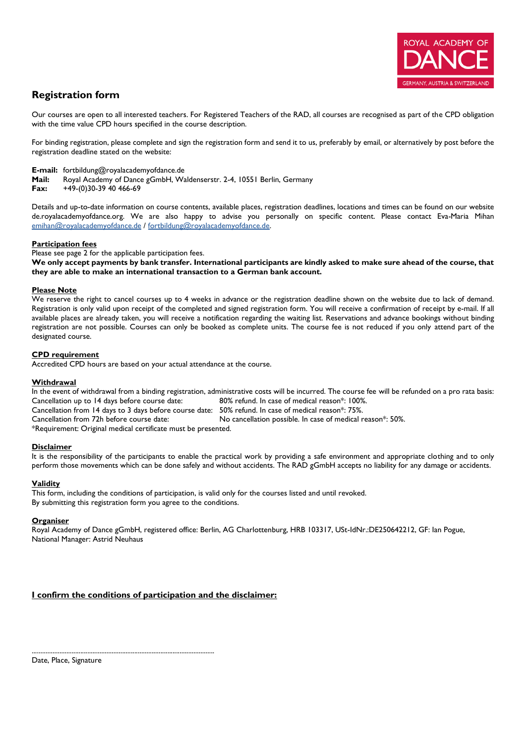ROYAL ACADEMY OF DANCE
GERMANY, AUSTRIA & SWITZERLAND

# Registration form

Our courses are open to all interested teachers. For Registered Teachers of the RAD, all courses are recognised as part of the CPD obligation with the time value CPD hours specified in the course description.

For binding registration, please complete and sign the registration form and send it to us, preferably by email, or alternatively by post before the registration deadline stated on the website:

**E-mail:** fortbildung@royalacademyofdance.de
**Mail:** Royal Academy of Dance gGmbH, Waldenserstr. 2-4, 10551 Berlin, Germany
**Fax:** +49-(0)30-39 40 466-69

Details and up-to-date information on course contents, available places, registration deadlines, locations and times can be found on our website de.royalacademyofdance.org. We are also happy to advise you personally on specific content. Please contact Eva-Maria Mihan emihan@royalacademyofdance.de / fortbildung@royalacademyofdance.de.

## Participation fees

Please see page 2 for the applicable participation fees.
**We only accept payments by bank transfer. International participants are kindly asked to make sure ahead of the course, that they are able to make an international transaction to a German bank account.**

## Please Note

We reserve the right to cancel courses up to 4 weeks in advance or the registration deadline shown on the website due to lack of demand. Registration is only valid upon receipt of the completed and signed registration form. You will receive a confirmation of receipt by e-mail. If all available places are already taken, you will receive a notification regarding the waiting list. Reservations and advance bookings without binding registration are not possible. Courses can only be booked as complete units. The course fee is not reduced if you only attend part of the designated course.

## CPD requirement

Accredited CPD hours are based on your actual attendance at the course.

## Withdrawal

In the event of withdrawal from a binding registration, administrative costs will be incurred. The course fee will be refunded on a pro rata basis:

| | |
|---|---|
| Cancellation up to 14 days before course date: | 80% refund. In case of medical reason*: 100%. |
| Cancellation from 14 days to 3 days before course date: | 50% refund. In case of medical reason*: 75%. |
| Cancellation from 72h before course date: | No cancellation possible. In case of medical reason*: 50%. |

*Requirement: Original medical certificate must be presented.

## Disclaimer

It is the responsibility of the participants to enable the practical work by providing a safe environment and appropriate clothing and to only perform those movements which can be done safely and without accidents. The RAD gGmbH accepts no liability for any damage or accidents.

## Validity

This form, including the conditions of participation, is valid only for the courses listed and until revoked.
By submitting this registration form you agree to the conditions.

## Organiser

Royal Academy of Dance gGmbH, registered office: Berlin, AG Charlottenburg, HRB 103317, USt-IdNr.:DE250642212, GF: Ian Pogue, National Manager: Astrid Neuhaus

**I confirm the conditions of participation and the disclaimer:**

...........................................................................................................
Date, Place, Signature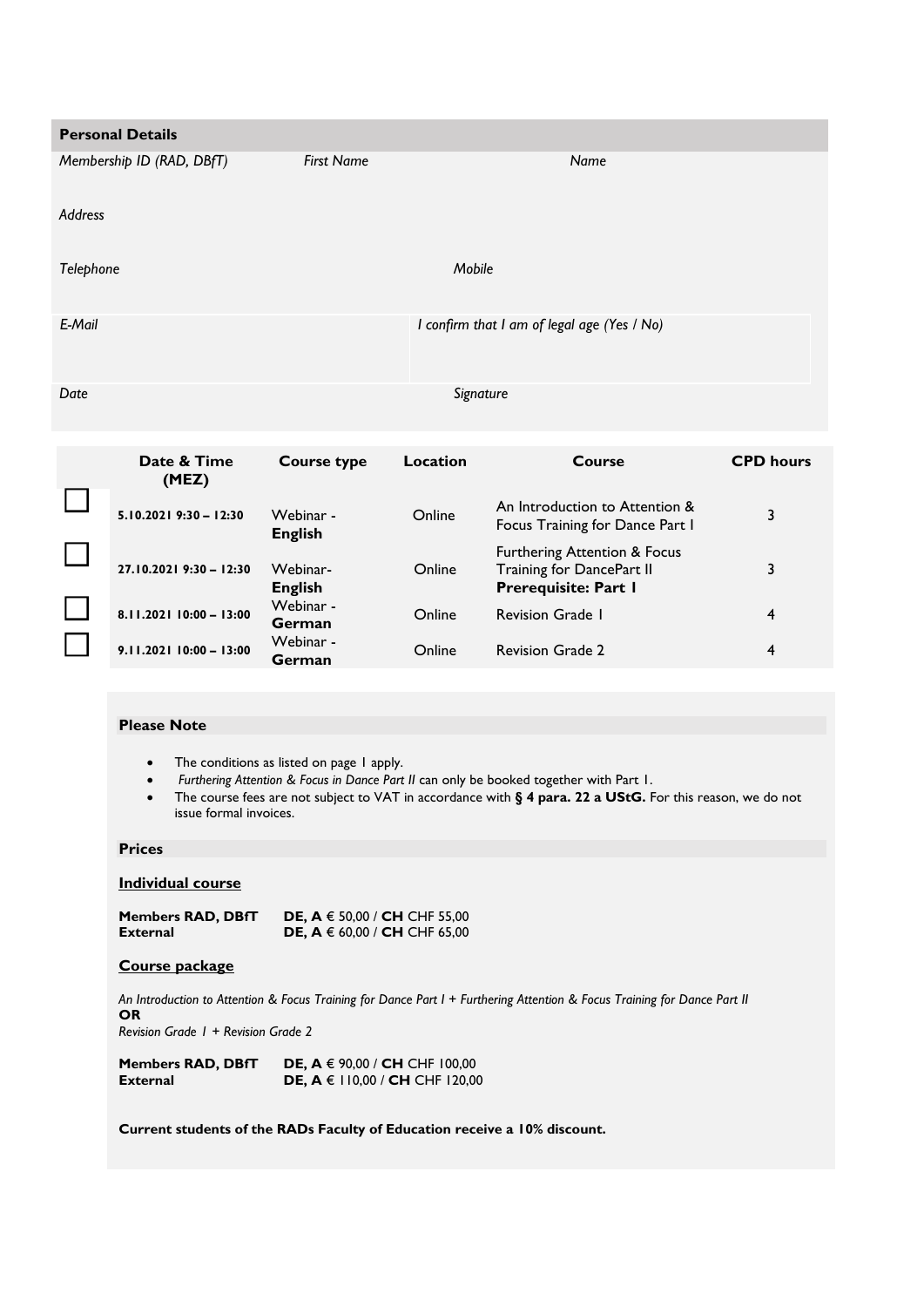## Personal Details

| | | |
|---|---|---|
| *Membership ID (RAD, DBfT)* | *First Name* | *Name* |
| *Address* | | |
| *Telephone* | | *Mobile* |
| *E-Mail* | | *I confirm that I am of legal age (Yes / No)* |
| *Date* | | *Signature* |

| | Date & Time (MEZ) | Course type | Location | Course | CPD hours |
|---|---|---|---|---|---|
| ☐ | **5.10.2021 9:30 – 12:30** | Webinar - **English** | Online | An Introduction to Attention & Focus Training for Dance Part I | 3 |
| ☐ | **27.10.2021 9:30 – 12:30** | Webinar- **English** | Online | Furthering Attention & Focus Training for DancePart II **Prerequisite: Part I** | 3 |
| ☐ | **8.11.2021 10:00 – 13:00** | Webinar - **German** | Online | Revision Grade 1 | 4 |
| ☐ | **9.11.2021 10:00 – 13:00** | Webinar - **German** | Online | Revision Grade 2 | 4 |

### Please Note

- The conditions as listed on page 1 apply.
- *Furthering Attention & Focus in Dance Part II* can only be booked together with Part 1.
- The course fees are not subject to VAT in accordance with **§ 4 para. 22 a UStG.** For this reason, we do not issue formal invoices.

### Prices

**Individual course**

| | |
|---|---|
| **Members RAD, DBfT** | **DE, A** € 50,00 / **CH** CHF 55,00 |
| **External** | **DE, A** € 60,00 / **CH** CHF 65,00 |

**Course package**

*An Introduction to Attention & Focus Training for Dance Part I + Furthering Attention & Focus Training for Dance Part II*
**OR**
*Revision Grade 1 + Revision Grade 2*

| | |
|---|---|
| **Members RAD, DBfT** | **DE, A** € 90,00 / **CH** CHF 100,00 |
| **External** | **DE, A** € 110,00 / **CH** CHF 120,00 |

**Current students of the RADs Faculty of Education receive a 10% discount.**